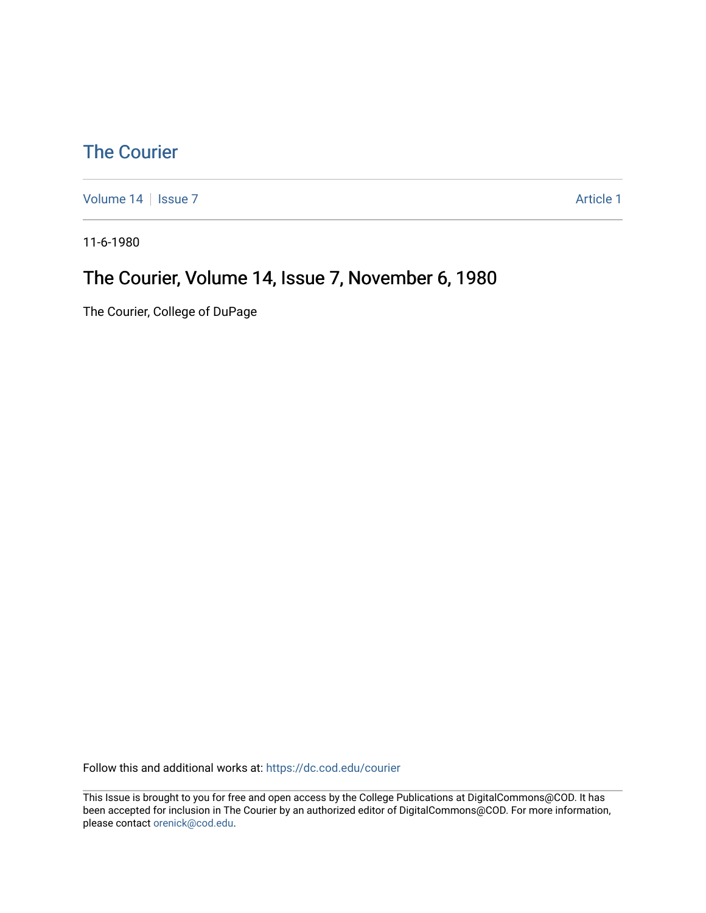# The Courier

Volume 14 | Issue 7

Article 1

11-6-1980

## The Courier, Volume 14, Issue 7, November 6, 1980

The Courier, College of DuPage

Follow this and additional works at: https://dc.cod.edu/courier

This Issue is brought to you for free and open access by the College Publications at DigitalCommons@COD. It has been accepted for inclusion in The Courier by an authorized editor of DigitalCommons@COD. For more information, please contact orenick@cod.edu.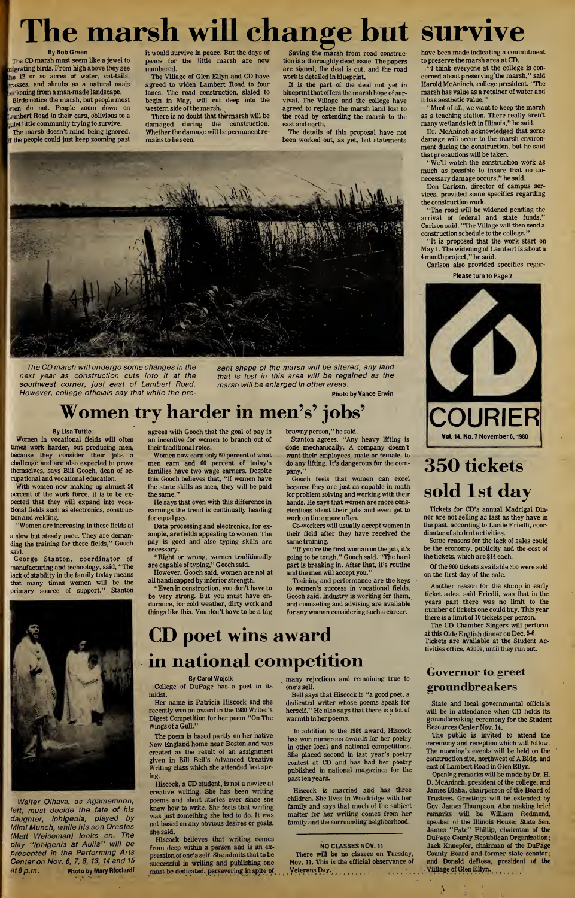# The marsh will change but survive

By Bob Green

The CD marsh must seem like a jewel to migrating birds. From high above they see the 12 or so acres of water, cat-tails, grasses, and shrubs as a natural oasis beckoning from a man-made landscape.

Birds notice the marsh, but people most often do not. People zoom down on Lambert Road in their cars, oblivious to a quiet little community trying to survive.

The marsh doesn't mind being ignored. If the people could just keep zooming past it would survive in peace. But the days of peace for the little marsh are now numbered.

The Village of Glen Ellyn and CD have agreed to widen Lambert Road to four lanes. The road construction, slated to begin in May, will cut deep into the western side of the marsh.

There is no doubt that the marsh will be damaged during the construction. Whether the damage will be permanent remains to be seen.

Saving the marsh from road construction is a thoroughly dead issue. The papers are signed, the deal is cut, and the road work is detailed in blueprint.

It is the part of the deal not yet in blueprint that offers the marsh hope of survival. The Village and the college have agreed to replace the marsh land lost to the road by extending the marsh to the east and north.

The details of this proposal have not been worked out, as yet, but statements have been made indicating a commitment to preserve the marsh area at CD.

"I think everyone at the college is concerned about preserving the marsh," said Harold McAninch, college president. "The marsh has value as a retainer of water and it has aesthetic value."

"Most of all, we want to keep the marsh as a teaching station. There really aren't many wetlands left in Illinois," he said.

Dr. McAninch acknowledged that some damage will occur to the marsh environment during the construction, but he said that precautions will be taken.

"We'll watch the construction work as much as possible to insure that no unnecessary damage occurs," he said.

Don Carlson, director of campus services, provided some specifics regarding the construction work.

"The road will be widened pending the arrival of federal and state funds," Carlson said. "The Village will then send a construction schedule to the college."

"It is proposed that the work start on May 1. The widening of Lambert is about a 4 month project," he said.

Carlson also provided specifics regar-

Please turn to Page 2

*The CD marsh will undergo some changes in the next year as construction cuts into it at the southwest corner, just east of Lambert Road. However, college officials say that while the present shape of the marsh will be altered, any land that is lost in this area will be regained as the marsh will be enlarged in other areas.* Photo by Vance Erwin

**COURIER**

Vol. 14, No. 7 November 6, 1980

# Women try harder in men's' jobs'

By Lisa Tuttle

Women in vocational fields will often times work harder, out producing men, because they consider their jobs a challenge and are also expected to prove themselves, says Bill Gooch, dean of occupational and vocational education.

With women now making up almost 50 percent of the work force, it is to be expected that they will expand into vocational fields such as electronics, construction and welding.

"Women are increasing in these fields at a slow but steady pace. They are demanding the training for these fields," Gooch said.

George Stanton, coordinator of manufacturing and technology, said, "The lack of stability in the family today means that many times women will be the primary source of support." Stanton agrees with Gooch that the goal of pay is an incentive for women to branch out of their traditional roles.

Women now earn only 60 percent of what men earn and 60 percent of today's families have two wage earners. Despite this Gooch believes that, "if women have the same skills as men, they will be paid the same."

He says that even with this difference in earnings the trend is continually heading for equal pay.

Data processing and electronics, for example, are fields appealing to women. The pay is good and also typing skills are necessary.

"Right or wrong, women traditionally are capable of typing," Gooch said.

However, Gooch said, women are not at all handicapped by inferior strength.

"Even in construction, you don't have to be very strong. But you must have endurance, for cold weather, dirty work and things like this. You don't have to be a big brawny person," he said.

Stanton agrees. "Any heavy lifting is done mechanically. A company doesn't want their employees, male or female, to do any lifting. It's dangerous for the company."

Gooch feels that women can excel because they are just as capable in math for problem solving and working with their hands. He says that women are more conscientious about their jobs and even get to work on time more often.

Co-workers will usually accept women in their field after they have received the same training.

"If you're the first woman on the job, it's going to be tough," Gooch said. "The hard part is breaking in. After that, it's routine and the men will accept you."

Training and performance are the keys to women's success in vocational fields, Gooch said. Industry is working for them, and counseling and advising are available for any woman considering such a career.

*Walter Olhava, as Agamemnon, left, must decide the fate of his daughter, Iphigenia, played by Mimi Munch, while his son Orestes (Matt Weiseman) looks on. The play "Iphigenia at Aulis" will be presented in the Performing Arts Center on Nov. 6, 7, 8, 13, 14 and 15 at 8 p.m.* Photo by Mary Ricciardi

# 350 tickets sold 1st day

Tickets for CD's annual Madrigal Dinner are not selling as fast as they have in the past, according to Lucile Friedli, coordinator of student activities.

Some reasons for the lack of sales could be the economy, publicity and the cost of the tickets, which are $14 each.

Of the 900 tickets available 350 were sold on the first day of the sale.

Another reason for the slump in early ticket sales, said Friedli, was that in the years past there was no limit to the number of tickets one could buy. This year there is a limit of 10 tickets per person.

The CD Chamber Singers will perform at this Olde English dinner on Dec. 5-6. Tickets are available at the Student Activities office, A2059, until they run out.

# CD poet wins award in national competition

By Carol Wojcik

College of DuPage has a poet in its midst.

Her name is Patricia Hiscock and she recently won an award in the 1980 Writer's Digest Competition for her poem "On The Wings of a Gull."

The poem is based partly on her native New England home near Boston and was created as the result of an assignment given in Bill Bell's Advanced Creative Writing class which she attended last spring.

Hiscock, a CD student, is not a novice at creative writing. She has been writing poems and short stories ever since she knew how to write. She feels that writing was just something she had to do. It was not based on any obvious desires or goals, she said.

Hiscock believes that writing comes from deep within a person and is an expression of one's self. She admits that to be successful in writing and publishing one must be dedicated, persevering in spite of many rejections and remaining true to one's self.

Bell says that Hiscock is "a good poet, a dedicated writer whose poems speak for herself." He also says that there is a lot of warmth in her poems.

In addition to the 1980 award, Hiscock has won numerous awards for her poetry in other local and national competitions. She placed second in last year's poetry contest at CD and has had her poetry published in national magazines for the past ten years.

Hiscock is married and has three children. She lives in Woodridge with her family and says that much of the subject matter for her writing comes from her family and the surrounding neighborhood.

### NO CLASSES NOV. 11

There will be no classes on Tuesday, Nov. 11. This is the official observance of Veterans Day.

## Governor to greet groundbreakers

State and local governmental officials will be in attendance when CD holds its groundbreaking ceremony for the Student Resources Center Nov. 14.

The public is invited to attend the ceremony and reception which will follow. The morning's events will be held on the construction site, northwest of A Bldg. and east of Lambert Road in Glen Ellyn.

Opening remarks will be made by Dr. H. D. McAninch, president of the college, and James Blaha, chairperson of the Board of Trustees. Greetings will be extended by Gov. James Thompson. Also making brief remarks will be William Redmond, speaker of the Illinois House; State Sen. James "Pate" Phillip, chairman of the DuPage County Republican Organization; Jack Knuepfer, chairman of the DuPage County Board and former state senator; and Donald deRosa, president of the Village of Glen Ellyn.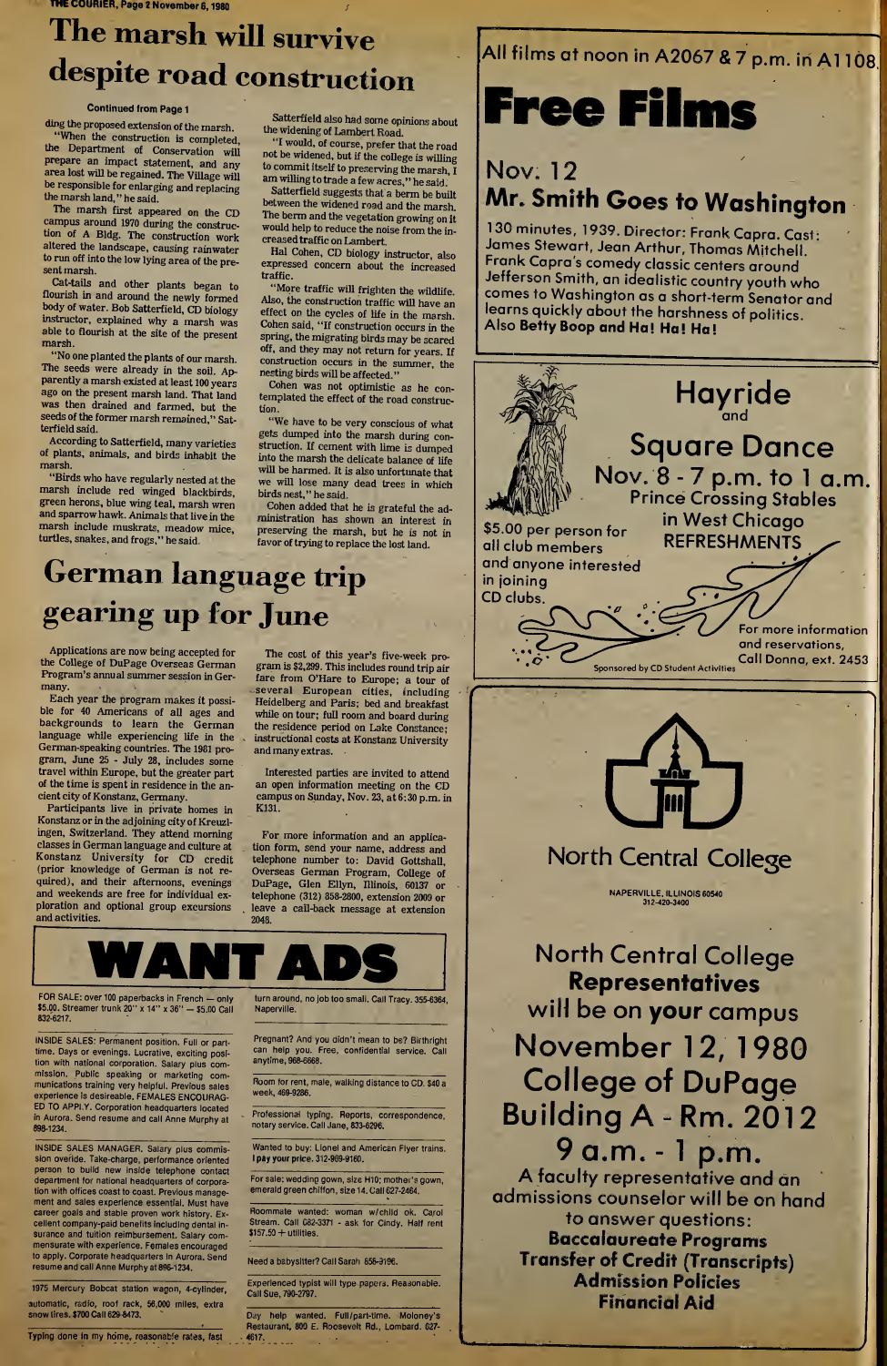# The marsh will survive despite road construction

**Continued from Page 1**

ding the proposed extension of the marsh.

"When the construction is completed, the Department of Conservation will prepare an impact statement, and any area lost will be regained. The Village will be responsible for enlarging and replacing the marsh land," he said.

The marsh first appeared on the CD campus around 1970 during the construction of A Bldg. The construction work altered the landscape, causing rainwater to run off into the low lying area of the present marsh.

Cat-tails and other plants began to flourish in and around the newly formed body of water. Bob Satterfield, CD biology instructor, explained why a marsh was able to flourish at the site of the present marsh.

"No one planted the plants of our marsh. The seeds were already in the soil. Apparently a marsh existed at least 100 years ago on the present marsh land. That land was then drained and farmed, but the seeds of the former marsh remained," Satterfield said.

According to Satterfield, many varieties of plants, animals, and birds inhabit the marsh.

"Birds who have regularly nested at the marsh include red winged blackbirds, green herons, blue wing teal, marsh wren and sparrow hawk. Animals that live in the marsh include muskrats, meadow mice, turtles, snakes, and frogs," he said.

Satterfield also had some opinions about the widening of Lambert Road.

"I would, of course, prefer that the road not be widened, but if the college is willing to commit itself to preserving the marsh, I am willing to trade a few acres," he said.

Satterfield suggests that a berm be built between the widened road and the marsh. The berm and the vegetation growing on it would help to reduce the noise from the increased traffic on Lambert.

Hal Cohen, CD biology instructor, also expressed concern about the increased traffic.

"More traffic will frighten the wildlife. Also, the construction traffic will have an effect on the cycles of life in the marsh. Cohen said, "If construction occurs in the spring, the migrating birds may be scared off, and they may not return for years. If construction occurs in the summer, the nesting birds will be affected."

Cohen was not optimistic as he contemplated the effect of the road construction.

"We have to be very conscious of what gets dumped into the marsh during construction. If cement with lime is dumped into the marsh the delicate balance of life will be harmed. It is also unfortunate that we will lose many dead trees in which birds nest," he said.

Cohen added that he is grateful the administration has shown an interest in preserving the marsh, but he is not in favor of trying to replace the lost land.

# German language trip gearing up for June

Applications are now being accepted for the College of DuPage Overseas German Program's annual summer session in Germany.

Each year the program makes it possible for 40 Americans of all ages and backgrounds to learn the German language while experiencing life in the German-speaking countries. The 1981 program, June 25 - July 28, includes some travel within Europe, but the greater part of the time is spent in residence in the ancient city of Konstanz, Germany.

Participants live in private homes in Konstanz or in the adjoining city of Kreuzlingen, Switzerland. They attend morning classes in German language and culture at Konstanz University for CD credit (prior knowledge of German is not required), and their afternoons, evenings and weekends are free for individual exploration and optional group excursions and activities.

The cost of this year's five-week program is $2,299. This includes round trip air fare from O'Hare to Europe; a tour of several European cities, including Heidelberg and Paris; bed and breakfast while on tour; full room and board during the residence period on Lake Constance; instructional costs at Konstanz University and many extras.

Interested parties are invited to attend an open information meeting on the CD campus on Sunday, Nov. 23, at 6:30 p.m. in K131.

For more information and an application form, send your name, address and telephone number to: David Gottshall, Overseas German Program, College of DuPage, Glen Ellyn, Illinois, 60137 or telephone (312) 858-2800, extension 2009 or leave a call-back message at extension 2048.

# WANT ADS

FOR SALE: over 100 paperbacks in French — only $5.00. Streamer trunk 20" x 14" x 36" — $5.00 Call 832-6217.

INSIDE SALES: Permanent position. Full or part-time. Days or evenings. Lucrative, exciting position with national corporation. Salary plus commission. Public speaking or marketing communications training very helpful. Previous sales experience is desireable. FEMALES ENCOURAGED TO APPLY. Corporation headquarters located in Aurora. Send resume and call Anne Murphy at 898-1234.

INSIDE SALES MANAGER. Salary plus commission overide. Take-charge, performance oriented person to build new inside telephone contact department for national headquarters of corporation with offices coast to coast. Previous management and sales experience essential. Must have career goals and stable proven work history. Excellent company-paid benefits including dental insurance and tuition reimbursement. Salary commensurate with experience. Females encouraged to apply. Corporate headquarters in Aurora. Send resume and call Anne Murphy at 896-1234.

1975 Mercury Bobcat station wagon, 4-cylinder, automatic, radio, roof rack, 56,000 miles, extra snow tires. $700 Call 629-8473.

Typing done in my home, reasonable rates, fast turn around, no job too small. Call Tracy. 355-6364, Naperville.

Pregnant? And you didn't mean to be? Birthright can help you. Free, confidential service. Call anytime, 968-6668.

Room for rent, male, walking distance to CD. $40 a week, 469-9286.

Professional typing. Reports, correspondence, notary service. Call Jane, 833-6296.

Wanted to buy: Lionel and American Flyer trains. I pay your price. 312-969-9160.

For sale: wedding gown, size H10; mother's gown, emerald green chiffon, size 14. Call 627-2464.

Roommate wanted: woman w/child ok. Carol Stream. Call 682-3371 - ask for Cindy. Half rent $157.50 + utilities.

Need a babysitter? Call Sarah 668-3196.

Experienced typist will type papers. Reasonable. Call Sue, 790-2797.

Day help wanted. Full/part-time. Moloney's Restaurant, 800 E. Roosevelt Rd., Lombard. 627-4617.

All films at noon in A2067 & 7 p.m. in A1108.

# Free Films

## Nov. 12
## Mr. Smith Goes to Washington

130 minutes, 1939. Director: Frank Capra. Cast: James Stewart, Jean Arthur, Thomas Mitchell. Frank Capra's comedy classic centers around Jefferson Smith, an idealistic country youth who comes to Washington as a short-term Senator and learns quickly about the harshness of politics. Also **Betty Boop and Ha! Ha! Ha!**

## Hayride and Square Dance

**Nov. 8 - 7 p.m. to 1 a.m.**
Prince Crossing Stables in West Chicago
REFRESHMENTS

$5.00 per person for all club members and anyone interested in joining CD clubs.

For more information and reservations, Call Donna, ext. 2453

Sponsored by CD Student Activities

## North Central College

NAPERVILLE, ILLINOIS 60540
312-420-3400

## North Central College Representatives will be on your campus

## November 12, 1980
## College of DuPage
## Building A - Rm. 2012
## 9 a.m. - 1 p.m.

A faculty representative and an admissions counselor will be on hand to answer questions:

**Baccalaureate Programs**
**Transfer of Credit (Transcripts)**
**Admission Policies**
**Financial Aid**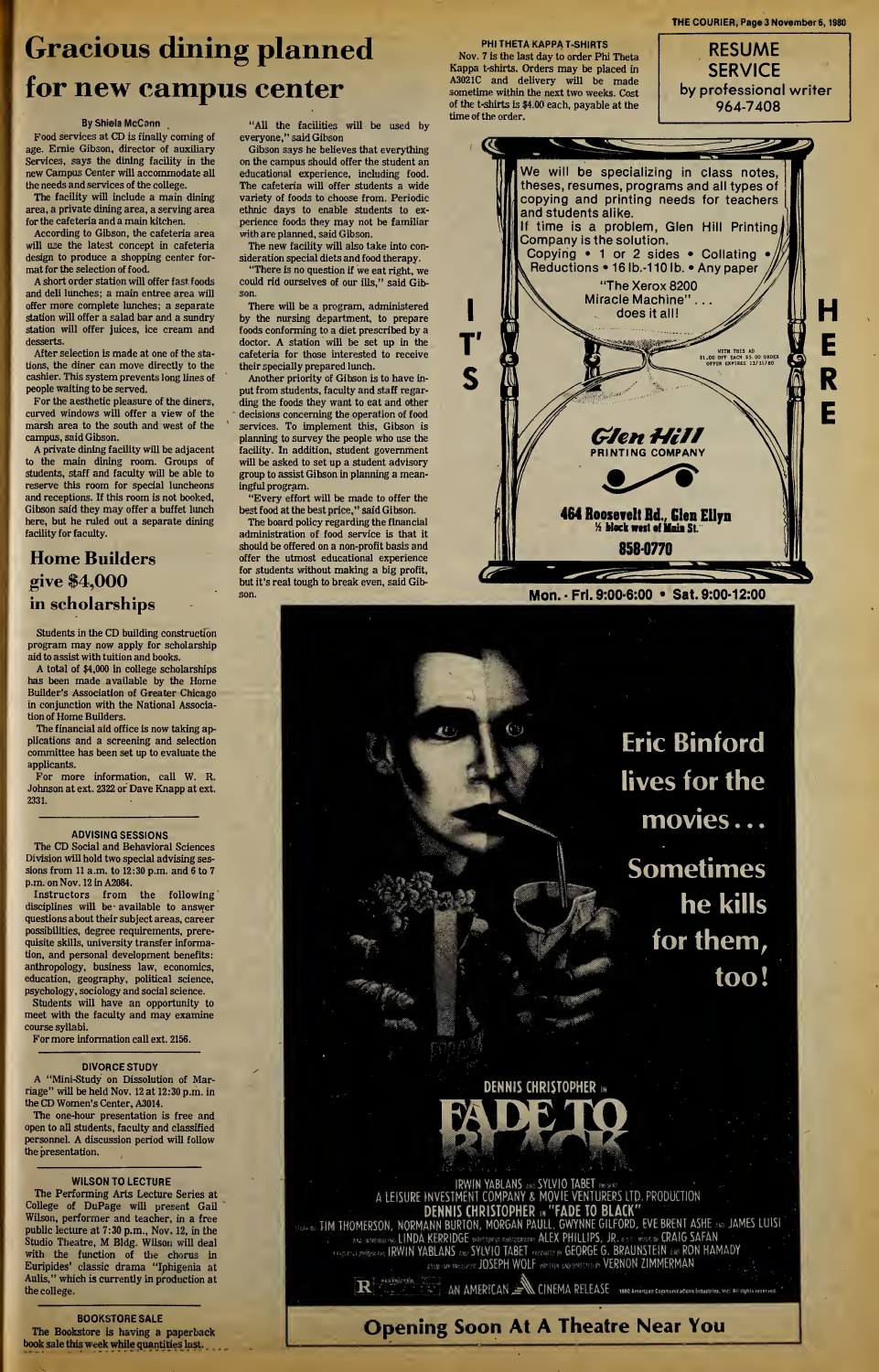# Gracious dining planned for new campus center

By Shiela McCann

Food services at CD is finally coming of age. Ernie Gibson, director of auxiliary Services, says the dining facility in the new Campus Center will accommodate all the needs and services of the college.

The facility will include a main dining area, a private dining area, a serving area for the cafeteria and a main kitchen.

According to Gibson, the cafeteria area will use the latest concept in cafeteria design to produce a shopping center format for the selection of food.

A short order station will offer fast foods and deli lunches; a main entree area will offer more complete lunches; a separate station will offer a salad bar and a sundry station will offer juices, ice cream and desserts.

After selection is made at one of the stations, the diner can move directly to the cashier. This system prevents long lines of people waiting to be served.

For the aesthetic pleasure of the diners, curved windows will offer a view of the marsh area to the south and west of the campus, said Gibson.

A private dining facility will be adjacent to the main dining room. Groups of students, staff and faculty will be able to reserve this room for special luncheons and receptions. If this room is not booked, Gibson said they may offer a buffet lunch here, but he ruled out a separate dining facility for faculty.

"All the facilities will be used by everyone," said Gibson.

Gibson says he believes that everything on the campus should offer the student an educational experience, including food. The cafeteria will offer students a wide variety of foods to choose from. Periodic ethnic days to enable students to experience foods they may not be familiar with are planned, said Gibson.

The new facility will also take into consideration special diets and food therapy.

"There is no question if we eat right, we could rid ourselves of our ills," said Gibson.

There will be a program, administered by the nursing department, to prepare foods conforming to a diet prescribed by a doctor. A station will be set up in the cafeteria for those interested to receive their specially prepared lunch.

Another priority of Gibson is to have input from students, faculty and staff regarding the foods they want to eat and other decisions concerning the operation of food services. To implement this, Gibson is planning to survey the people who use the facility. In addition, student government will be asked to set up a student advisory group to assist Gibson in planning a meaningful program.

"Every effort will be made to offer the best food at the best price," said Gibson.

The board policy regarding the financial administration of food service is that it should be offered on a non-profit basis and offer the utmost educational experience for students without making a big profit, but it's real tough to break even, said Gibson.

## Home Builders give $4,000 in scholarships

Students in the CD building construction program may now apply for scholarship aid to assist with tuition and books.

A total of $4,000 in college scholarships has been made available by the Home Builder's Association of Greater Chicago in conjunction with the National Association of Home Builders.

The financial aid office is now taking applications and a screening and selection committee has been set up to evaluate the applicants.

For more information, call W. R. Johnson at ext. 2322 or Dave Knapp at ext. 2331.

### ADVISING SESSIONS

The CD Social and Behavioral Sciences Division will hold two special advising sessions from 11 a.m. to 12:30 p.m. and 6 to 7 p.m. on Nov. 12 in A2084.

Instructors from the following disciplines will be available to answer questions about their subject areas, career possibilities, degree requirements, prerequisite skills, university transfer information, and personal development benefits: anthropology, business law, economics, education, geography, political science, psychology, sociology and social science.

Students will have an opportunity to meet with the faculty and may examine course syllabi.

For more information call ext. 2156.

### DIVORCE STUDY

A "Mini-Study on Dissolution of Marriage" will be held Nov. 12 at 12:30 p.m. in the CD Women's Center, A3014.

The one-hour presentation is free and open to all students, faculty and classified personnel. A discussion period will follow the presentation.

### WILSON TO LECTURE

The Performing Arts Lecture Series at College of DuPage will present Gail Wilson, performer and teacher, in a free public lecture at 7:30 p.m., Nov. 12, in the Studio Theatre, M Bldg. Wilson will deal with the function of the chorus in Euripides' classic drama "Iphigenia at Aulis," which is currently in production at the college.

### BOOKSTORE SALE

The Bookstore is having a paperback book sale this week while quantities last.

### PHI THETA KAPPA T-SHIRTS

Nov. 7 is the last day to order Phi Theta Kappa t-shirts. Orders may be placed in A3021C and delivery will be made sometime within the next two weeks. Cost of the t-shirts is $4.00 each, payable at the time of the order.

**RESUME SERVICE**
by professional writer
964-7408

IT'S HERE

We will be specializing in class notes, theses, resumes, programs and all types of copying and printing needs for teachers and students alike.

If time is a problem, Glen Hill Printing Company is the solution.

Copying • 1 or 2 sides • Collating • Reductions • 16 lb.-110 lb. • Any paper

"The Xerox 8200 Miracle Machine"... does it all!

WITH THIS AD $1.00 OFF EACH $5.00 ORDER OFFER EXPIRES 12/31/80

**Glen Hill PRINTING COMPANY**

**464 Roosevelt Rd., Glen Ellyn**
½ block west of Main St.
**858-0770**

Mon. - Fri. 9:00-6:00 • Sat. 9:00-12:00

**Eric Binford lives for the movies... Sometimes he kills for them, too!**

DENNIS CHRISTOPHER in

**FADE TO BLACK**

IRWIN YABLANS AND SYLVIO TABET PRESENT
A LEISURE INVESTMENT COMPANY & MOVIE VENTURERS LTD. PRODUCTION
DENNIS CHRISTOPHER IN "FADE TO BLACK"
STARRING TIM THOMERSON, NORMANN BURTON, MORGAN PAULL, GWYNNE GILFORD, EVE BRENT ASHE AND JAMES LUISI
AND INTRODUCING LINDA KERRIDGE · DIRECTOR OF PHOTOGRAPHY ALEX PHILLIPS, JR. · MUSIC BY CRAIG SAFAN
EXECUTIVE PRODUCERS IRWIN YABLANS AND SYLVIO TABET · PRODUCED BY GEORGE G. BRAUNSTEIN AND RON HAMADY
STORY BY IRWIN YABLANS · PRODUCED BY JOSEPH WOLF · WRITTEN AND DIRECTED BY VERNON ZIMMERMAN

R · AN AMERICAN CINEMA RELEASE

**Opening Soon At A Theatre Near You**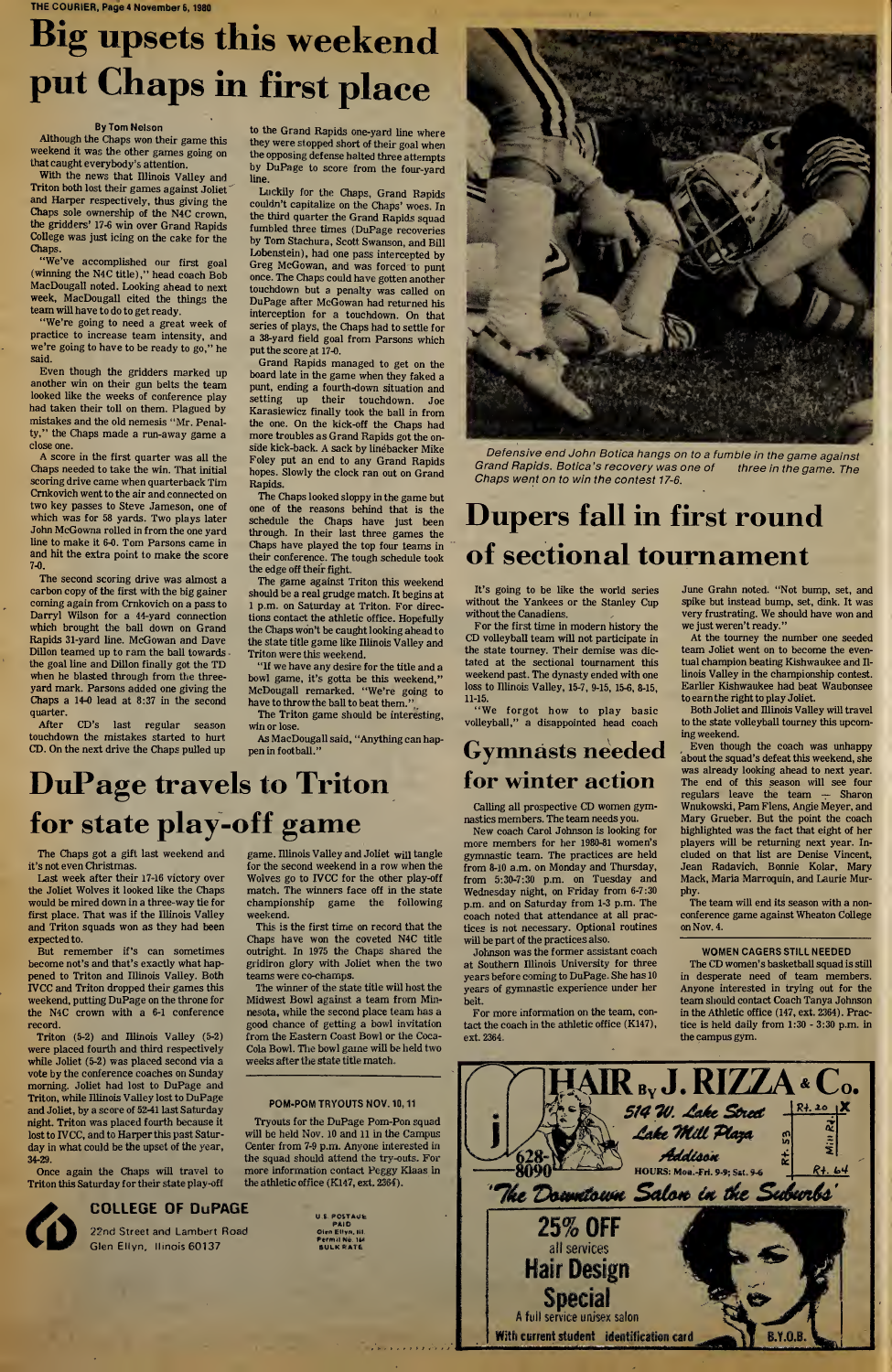# Big upsets this weekend put Chaps in first place

By Tom Nelson

Although the Chaps won their game this weekend it was the other games going on that caught everybody's attention.

With the news that Illinois Valley and Triton both lost their games against Joliet and Harper respectively, thus giving the Chaps sole ownership of the N4C crown, the gridders' 17-6 win over Grand Rapids College was just icing on the cake for the Chaps.

"We've accomplished our first goal (winning the N4C title)," head coach Bob MacDougall noted. Looking ahead to next week, MacDougall cited the things the team will have to do to get ready.

"We're going to need a great week of practice to increase team intensity, and we're going to have to be ready to go," he said.

Even though the gridders marked up another win on their gun belts the team looked like the weeks of conference play had taken their toll on them. Plagued by mistakes and the old nemesis "Mr. Penalty," the Chaps made a run-away game a close one.

A score in the first quarter was all the Chaps needed to take the win. That initial scoring drive came when quarterback Tim Crnkovich went to the air and connected on two key passes to Steve Jameson, one of which was for 58 yards. Two plays later John McGowna rolled in from the one yard line to make it 6-0. Tom Parsons came in and hit the extra point to make the score 7-0.

The second scoring drive was almost a carbon copy of the first with the big gainer coming again from Crnkovich on a pass to Darryl Wilson for a 44-yard connection which brought the ball down on Grand Rapids 31-yard line. McGowan and Dave Dillon teamed up to ram the ball towards the goal line and Dillon finally got the TD when he blasted through from the three-yard mark. Parsons added one giving the Chaps a 14-0 lead at 8:37 in the second quarter.

After CD's last regular season touchdown the mistakes started to hurt CD. On the next drive the Chaps pulled up to the Grand Rapids one-yard line where they were stopped short of their goal when the opposing defense halted three attempts by DuPage to score from the four-yard line.

Luckily for the Chaps, Grand Rapids couldn't capitalize on the Chaps' woes. In the third quarter the Grand Rapids squad fumbled three times (DuPage recoveries by Tom Stachura, Scott Swanson, and Bill Lobenstein), had one pass intercepted by Greg McGowan, and was forced to punt once. The Chaps could have gotten another touchdown but a penalty was called on DuPage after McGowan had returned his interception for a touchdown. On that series of plays, the Chaps had to settle for a 38-yard field goal from Parsons which put the score at 17-0.

Grand Rapids managed to get on the board late in the game when they faked a punt, ending a fourth-down situation and setting up their touchdown. Joe Karasiewicz finally took the ball in from the one. On the kick-off the Chaps had more troubles as Grand Rapids got the onside kick-back. A sack by linebacker Mike Foley put an end to any Grand Rapids hopes. Slowly the clock ran out on Grand Rapids.

The Chaps looked sloppy in the game but one of the reasons behind that is the schedule the Chaps have just been through. In their last three games the Chaps have played the top four teams in their conference. The tough schedule took the edge off their fight.

The game against Triton this weekend should be a real grudge match. It begins at 1 p.m. on Saturday at Triton. For directions contact the athletic office. Hopefully the Chaps won't be caught looking ahead to the state title game like Illinois Valley and Triton were this weekend.

"If we have any desire for the title and a bowl game, it's gotta be this weekend," McDougall remarked. "We're going to have to throw the ball to beat them."

The Triton game should be interesting, win or lose.

As MacDougall said, "Anything can happen in football."

Defensive end John Botica hangs on to a fumble in the game against Grand Rapids. Botica's recovery was one of three in the game. The Chaps went on to win the contest 17-6.

# DuPage travels to Triton for state play-off game

The Chaps got a gift last weekend and it's not even Christmas.

Last week after their 17-16 victory over the Joliet Wolves it looked like the Chaps would be mired down in a three-way tie for first place. That was if the Illinois Valley and Triton squads won as they had been expected to.

But remember if's can sometimes become not's and that's exactly what happened to Triton and Illinois Valley. Both IVCC and Triton dropped their games this weekend, putting DuPage on the throne for the N4C crown with a 6-1 conference record.

Triton (5-2) and Illinois Valley (5-2) were placed fourth and third respectively while Joliet (5-2) was placed second via a vote by the conference coaches on Sunday morning. Joliet had lost to DuPage and Triton, while Illinois Valley lost to DuPage and Joliet, by a score of 52-41 last Saturday night. Triton was placed fourth because it lost to IVCC and to Harper this past Saturday in what could be the upset of the year, 34-29.

Once again the Chaps will travel to Triton this Saturday for their state play-off game. Illinois Valley and Joliet will tangle for the second weekend in a row when the Wolves go to IVCC for the other play-off match. The winners face off in the state championship game the following weekend.

This is the first time on record that the Chaps have won the coveted N4C title outright. In 1975 the Chaps shared the gridiron glory with Joliet when the two teams were co-champs.

The winner of the state title will host the Midwest Bowl against a team from Minnesota, while the second place team has a good chance of getting a bowl invitation from the Eastern Coast Bowl or the Coca-Cola Bowl. The bowl game will be held two weeks after the state title match.

### POM-POM TRYOUTS NOV. 10, 11

Tryouts for the DuPage Pom-Pon squad will be held Nov. 10 and 11 in the Campus Center from 7-9 p.m. Anyone interested in the squad should attend the try-outs. For more information contact Peggy Klaas in the athletic office (K147, ext. 2364).

# Dupers fall in first round of sectional tournament

It's going to be like the world series without the Yankees or the Stanley Cup without the Canadiens.

For the first time in modern history the CD volleyball team will not participate in the state tourney. Their demise was dictated at the sectional tournament this weekend past. The dynasty ended with one loss to Illinois Valley, 15-7, 9-15, 15-6, 8-15, 11-15.

"We forgot how to play basic volleyball," a disappointed head coach June Grahn noted. "Not bump, set, and spike but instead bump, set, dink. It was very frustrating. We should have won and we just weren't ready."

At the tourney the number one seeded team Joliet went on to become the eventual champion beating Kishwaukee and Illinois Valley in the championship contest. Earlier Kishwaukee had beat Waubonsee to earn the right to play Joliet.

Both Joliet and Illinois Valley will travel to the state volleyball tourney this upcoming weekend.

Even though the coach was unhappy about the squad's defeat this weekend, she was already looking ahead to next year. The end of this season will see four regulars leave the team — Sharon Wnukowski, Pam Flens, Angie Meyer, and Mary Grueber. But the point the coach highlighted was the fact that eight of her players will be returning next year. Included on that list are Denise Vincent, Jean Radavich, Bonnie Kolar, Mary Mack, Maria Marroquin, and Laurie Murphy.

The team will end its season with a non-conference game against Wheaton College on Nov. 4.

# Gymnasts needed for winter action

Calling all prospective CD women gymnastics members. The team needs you.

New coach Carol Johnson is looking for more members for her 1980-81 women's gymnastic team. The practices are held from 8-10 a.m. on Monday and Thursday, from 5:30-7:30 p.m. on Tuesday and Wednesday night, on Friday from 6-7:30 p.m. and on Saturday from 1-3 p.m. The coach noted that attendance at all practices is not necessary. Optional routines will be part of the practices also.

Johnson was the former assistant coach at Southern Illinois University for three years before coming to DuPage. She has 10 years of gymnastic experience under her belt.

For more information on the team, contact the coach in the athletic office (K147, ext. 2364).

### WOMEN CAGERS STILL NEEDED

The CD women's basketball squad is still in desperate need of team members. Anyone interested in trying out for the team should contact Coach Tanya Johnson in the Athletic office (147, ext. 2364). Practice is held daily from 1:30 - 3:30 p.m. in the campus gym.

**COLLEGE OF DuPAGE**
22nd Street and Lambert Road
Glen Ellyn, Illinois 60137

U.S. POSTAGE PAID
Glen Ellyn, Ill.
Permit No. 164
BULK RATE

**HAIR BY J. RIZZA & Co.**
514 W. Lake Street
Lake Mill Plaza
Addison
628-8090
HOURS: Mon.-Fri. 9-9; Sat. 9-6

"The Downtown Salon in the Suburbs"

25% OFF
all services
Hair Design
Special
A full service unisex salon
With current student identification card
B.Y.O.B.